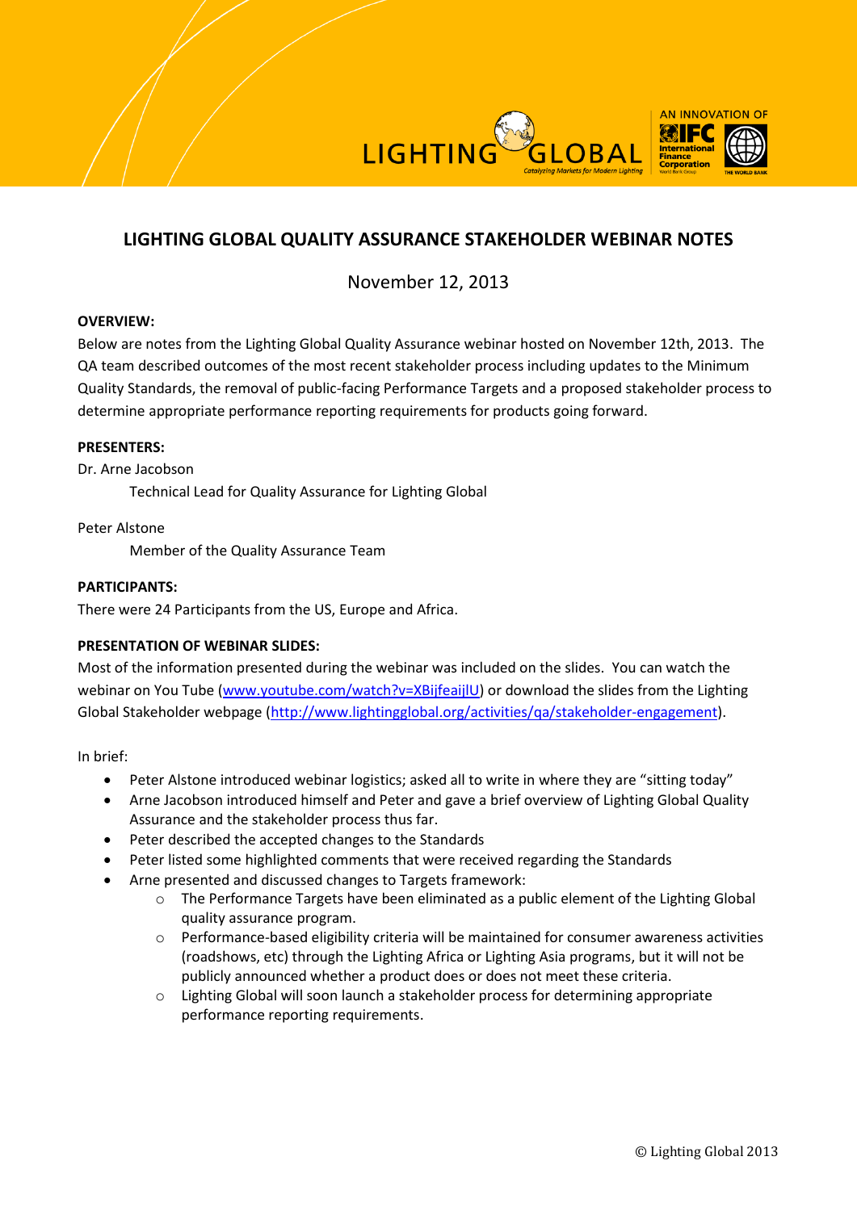# LIGHTING GLOBAL QUALITY ASSURANCE STAKEHOLDER WEBINAR NOTES

November 12, 2013

**OVERVIEW:**

Below are notes from the Lighting Global Quality Assurance webinar hosted on November 12th, 2013. The QA team described outcomes of the most recent stakeholder process including updates to the Minimum Quality Standards, the removal of public-facing Performance Targets and a proposed stakeholder process to determine appropriate performance reporting requirements for products going forward.

**PRESENTERS:**

Dr. Arne Jacobson

Technical Lead for Quality Assurance for Lighting Global

Peter Alstone

Member of the Quality Assurance Team

**PARTICIPANTS:**

There were 24 Participants from the US, Europe and Africa.

**PRESENTATION OF WEBINAR SLIDES:**

Most of the information presented during the webinar was included on the slides. You can watch the webinar on You Tube (www.youtube.com/watch?v=XBijfeaijlU) or download the slides from the Lighting Global Stakeholder webpage (http://www.lightingglobal.org/activities/qa/stakeholder-engagement).

In brief:

- Peter Alstone introduced webinar logistics; asked all to write in where they are "sitting today"
- Arne Jacobson introduced himself and Peter and gave a brief overview of Lighting Global Quality Assurance and the stakeholder process thus far.
- Peter described the accepted changes to the Standards
- Peter listed some highlighted comments that were received regarding the Standards
- Arne presented and discussed changes to Targets framework:
  - The Performance Targets have been eliminated as a public element of the Lighting Global quality assurance program.
  - Performance-based eligibility criteria will be maintained for consumer awareness activities (roadshows, etc) through the Lighting Africa or Lighting Asia programs, but it will not be publicly announced whether a product does or does not meet these criteria.
  - Lighting Global will soon launch a stakeholder process for determining appropriate performance reporting requirements.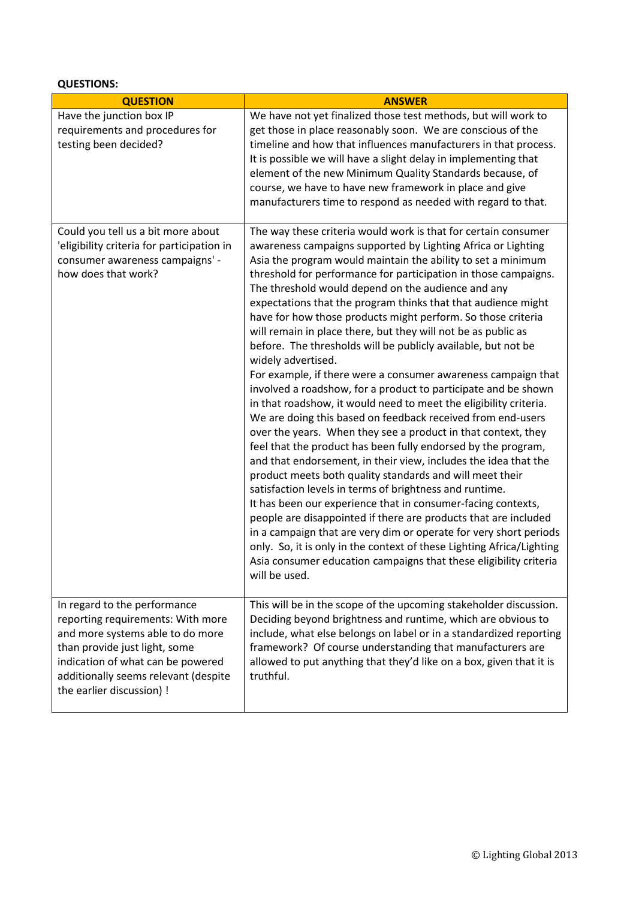**QUESTIONS:**

| QUESTION | ANSWER |
|---|---|
| Have the junction box IP requirements and procedures for testing been decided? | We have not yet finalized those test methods, but will work to get those in place reasonably soon. We are conscious of the timeline and how that influences manufacturers in that process. It is possible we will have a slight delay in implementing that element of the new Minimum Quality Standards because, of course, we have to have new framework in place and give manufacturers time to respond as needed with regard to that. |
| Could you tell us a bit more about 'eligibility criteria for participation in consumer awareness campaigns' - how does that work? | The way these criteria would work is that for certain consumer awareness campaigns supported by Lighting Africa or Lighting Asia the program would maintain the ability to set a minimum threshold for performance for participation in those campaigns. The threshold would depend on the audience and any expectations that the program thinks that that audience might have for how those products might perform. So those criteria will remain in place there, but they will not be as public as before. The thresholds will be publicly available, but not be widely advertised.<br>For example, if there were a consumer awareness campaign that involved a roadshow, for a product to participate and be shown in that roadshow, it would need to meet the eligibility criteria. We are doing this based on feedback received from end-users over the years. When they see a product in that context, they feel that the product has been fully endorsed by the program, and that endorsement, in their view, includes the idea that the product meets both quality standards and will meet their satisfaction levels in terms of brightness and runtime.<br>It has been our experience that in consumer-facing contexts, people are disappointed if there are products that are included in a campaign that are very dim or operate for very short periods only. So, it is only in the context of these Lighting Africa/Lighting Asia consumer education campaigns that these eligibility criteria will be used. |
| In regard to the performance reporting requirements: With more and more systems able to do more than provide just light, some indication of what can be powered additionally seems relevant (despite the earlier discussion) ! | This will be in the scope of the upcoming stakeholder discussion. Deciding beyond brightness and runtime, which are obvious to include, what else belongs on label or in a standardized reporting framework? Of course understanding that manufacturers are allowed to put anything that they'd like on a box, given that it is truthful. |

© Lighting Global 2013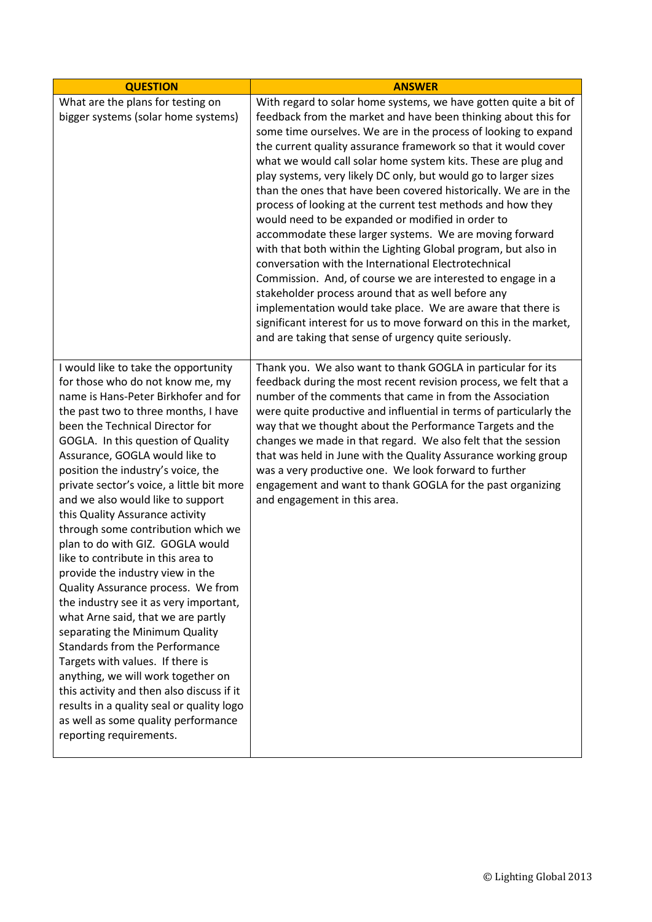| QUESTION | ANSWER |
| --- | --- |
| What are the plans for testing on bigger systems (solar home systems) | With regard to solar home systems, we have gotten quite a bit of feedback from the market and have been thinking about this for some time ourselves. We are in the process of looking to expand the current quality assurance framework so that it would cover what we would call solar home system kits. These are plug and play systems, very likely DC only, but would go to larger sizes than the ones that have been covered historically. We are in the process of looking at the current test methods and how they would need to be expanded or modified in order to accommodate these larger systems. We are moving forward with that both within the Lighting Global program, but also in conversation with the International Electrotechnical Commission. And, of course we are interested to engage in a stakeholder process around that as well before any implementation would take place. We are aware that there is significant interest for us to move forward on this in the market, and are taking that sense of urgency quite seriously. |
| I would like to take the opportunity for those who do not know me, my name is Hans-Peter Birkhofer and for the past two to three months, I have been the Technical Director for GOGLA. In this question of Quality Assurance, GOGLA would like to position the industry's voice, the private sector's voice, a little bit more and we also would like to support this Quality Assurance activity through some contribution which we plan to do with GIZ. GOGLA would like to contribute in this area to provide the industry view in the Quality Assurance process. We from the industry see it as very important, what Arne said, that we are partly separating the Minimum Quality Standards from the Performance Targets with values. If there is anything, we will work together on this activity and then also discuss if it results in a quality seal or quality logo as well as some quality performance reporting requirements. | Thank you. We also want to thank GOGLA in particular for its feedback during the most recent revision process, we felt that a number of the comments that came in from the Association were quite productive and influential in terms of particularly the way that we thought about the Performance Targets and the changes we made in that regard. We also felt that the session that was held in June with the Quality Assurance working group was a very productive one. We look forward to further engagement and want to thank GOGLA for the past organizing and engagement in this area. |

© Lighting Global 2013